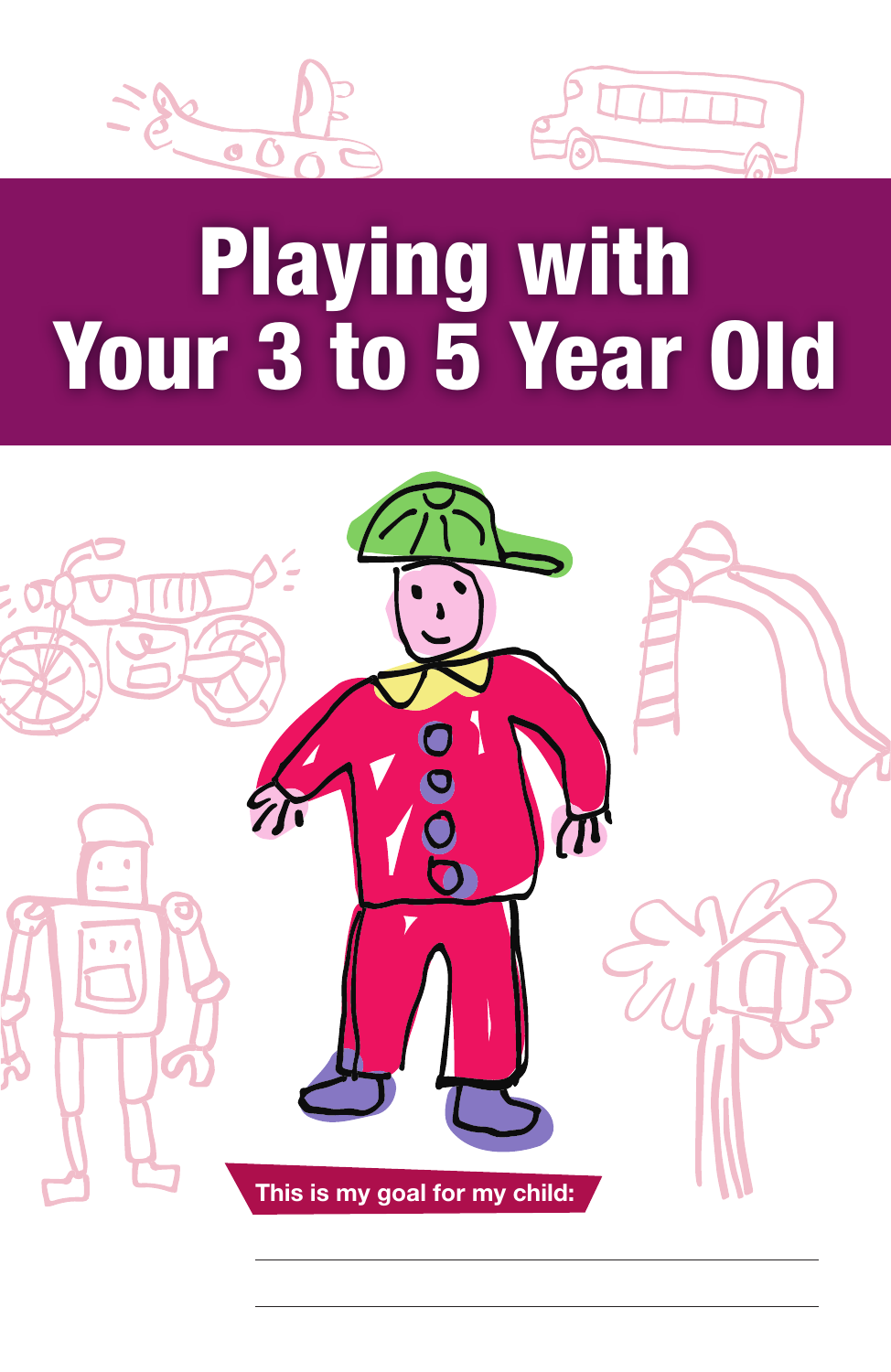# Playing with Your 3 to 5 Year Old

**This is my goal for my child:**

\_\_\_\_\_\_\_\_\_\_\_\_\_\_\_\_\_\_\_\_\_\_\_\_\_\_\_\_\_\_\_\_\_\_\_\_\_\_\_\_

\_\_\_\_\_\_\_\_\_\_\_\_\_\_\_\_\_\_\_\_\_\_\_\_\_\_\_\_\_\_\_\_\_\_\_\_\_\_\_\_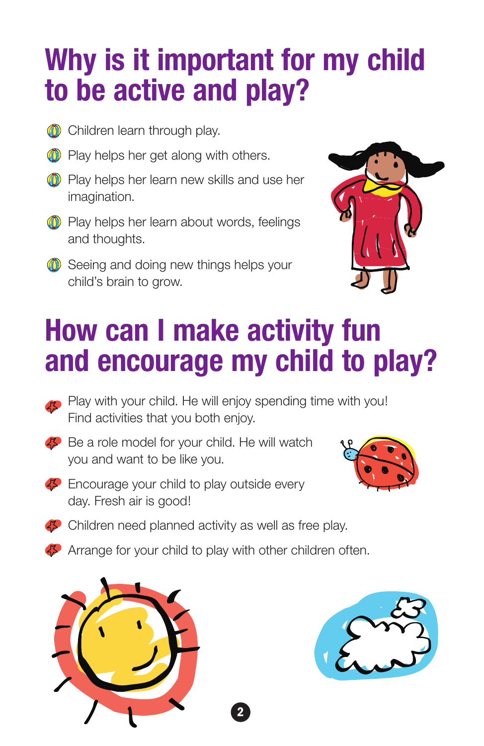# Why is it important for my child to be active and play?

- Children learn through play.
- Play helps her get along with others.
- Play helps her learn new skills and use her imagination.
- Play helps her learn about words, feelings and thoughts.
- Seeing and doing new things helps your child's brain to grow.

# How can I make activity fun and encourage my child to play?

- Play with your child. He will enjoy spending time with you! Find activities that you both enjoy.
- Be a role model for your child. He will watch you and want to be like you.
- Encourage your child to play outside every day. Fresh air is good!
- Children need planned activity as well as free play.
- Arrange for your child to play with other children often.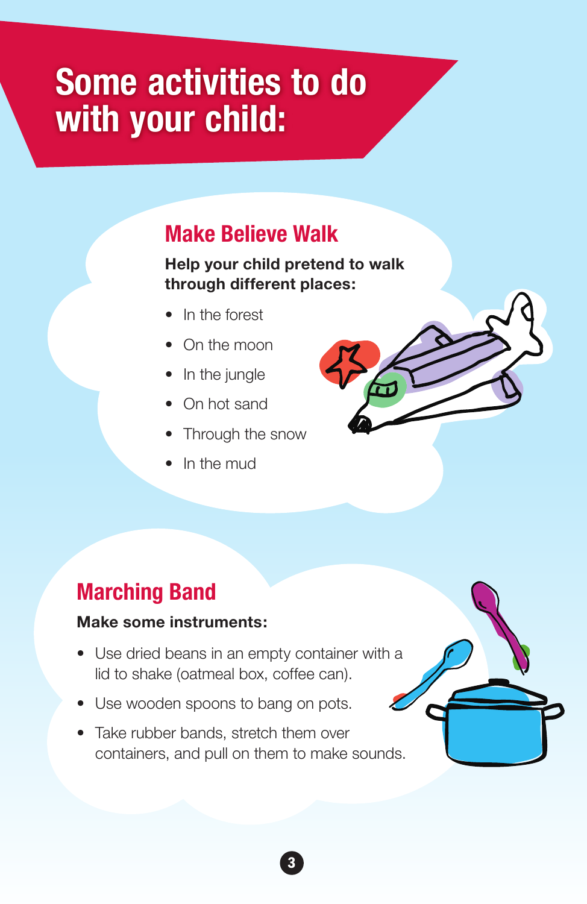# Some activities to do with your child:

## Make Believe Walk

**Help your child pretend to walk through different places:**

- In the forest
- On the moon
- In the jungle
- On hot sand
- Through the snow
- In the mud

## Marching Band

**Make some instruments:**

- Use dried beans in an empty container with a lid to shake (oatmeal box, coffee can).
- Use wooden spoons to bang on pots.
- Take rubber bands, stretch them over containers, and pull on them to make sounds.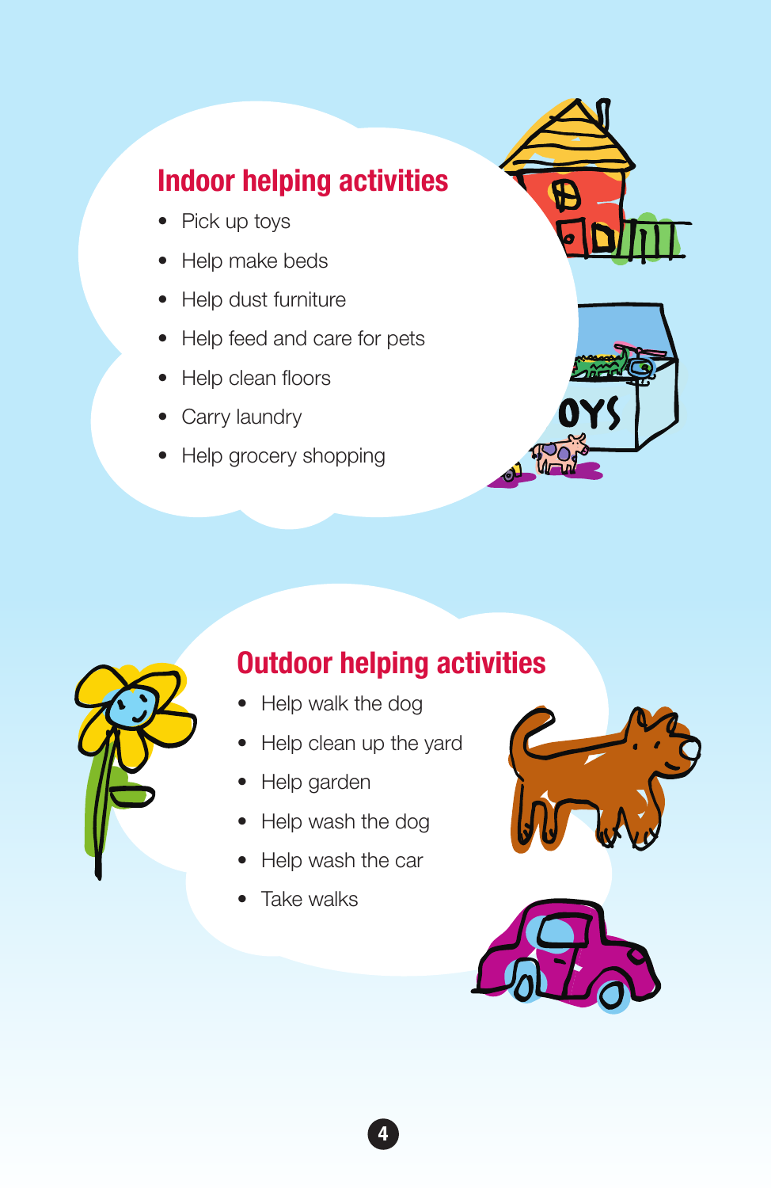## Indoor helping activities

- Pick up toys
- Help make beds
- Help dust furniture
- Help feed and care for pets
- Help clean floors
- Carry laundry
- Help grocery shopping

## Outdoor helping activities

- Help walk the dog
- Help clean up the yard
- Help garden
- Help wash the dog
- Help wash the car
- Take walks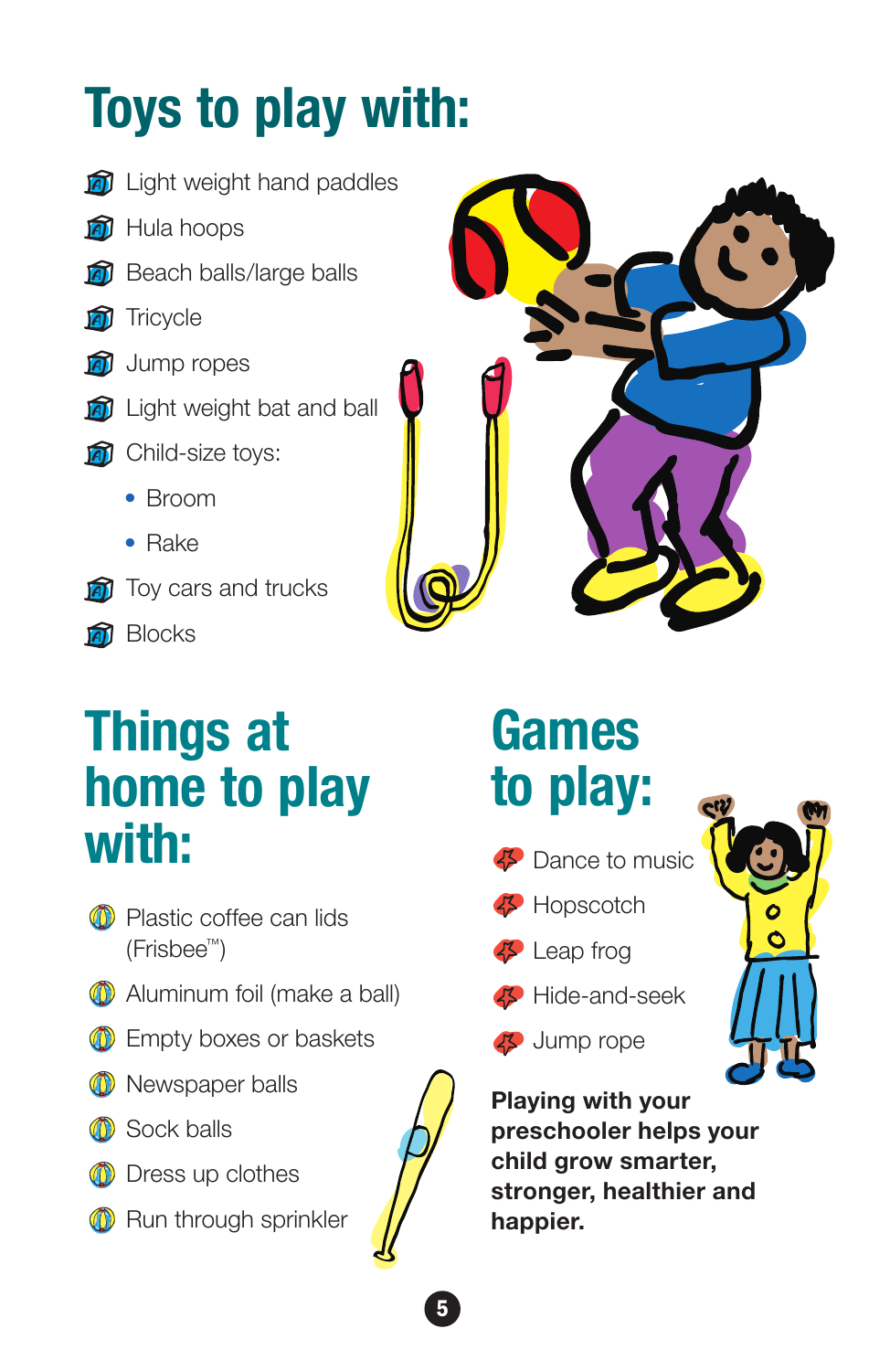# Toys to play with:

- Light weight hand paddles
- Hula hoops
- Beach balls/large balls
- Tricycle
- Jump ropes
- Light weight bat and ball
- Child-size toys:
  - Broom
  - Rake
- Toy cars and trucks
- Blocks

# Things at home to play with:

- Plastic coffee can lids (Frisbee™)
- Aluminum foil (make a ball)
- Empty boxes or baskets
- Newspaper balls
- Sock balls
- Dress up clothes
- Run through sprinkler

# Games to play:

- Dance to music
- Hopscotch
- Leap frog
- Hide-and-seek
- Jump rope

**Playing with your preschooler helps your child grow smarter, stronger, healthier and happier.**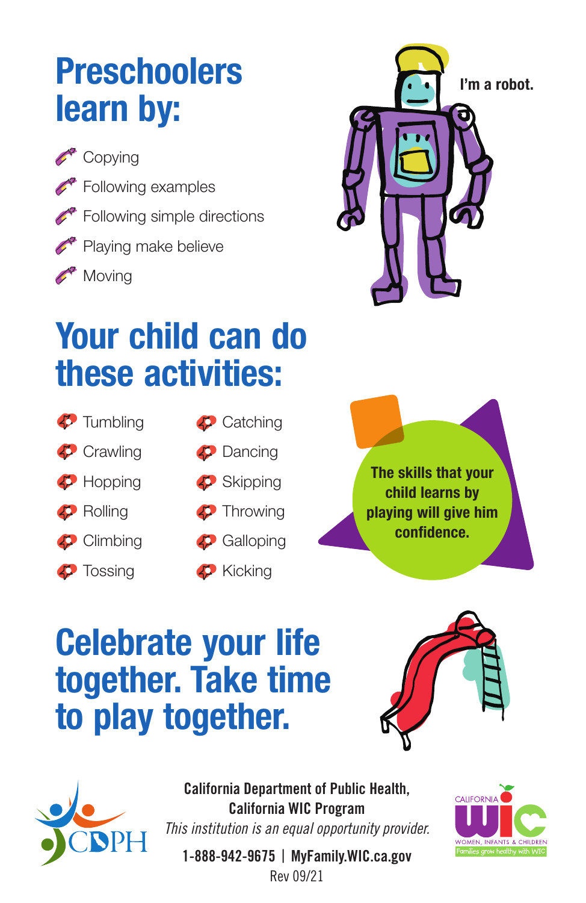# Preschoolers learn by:

- Copying
- Following examples
- Following simple directions
- Playing make believe
- Moving

I'm a robot.

# Your child can do these activities:

- Tumbling
- Crawling
- Hopping
- Rolling
- Climbing
- Tossing
- Catching
- Dancing
- Skipping
- Throwing
- Galloping
- Kicking

**The skills that your child learns by playing will give him confidence.**

# Celebrate your life together. Take time to play together.

**California Department of Public Health, California WIC Program**

*This institution is an equal opportunity provider.*

**1-888-942-9675 | MyFamily.WIC.ca.gov**

Rev 09/21